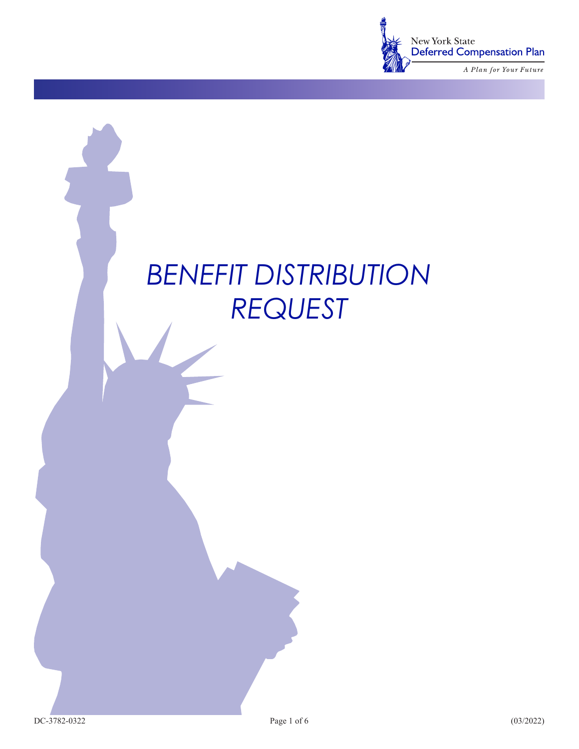New York State
Deferred Compensation Plan

*A Plan for Your Future*

# *BENEFIT DISTRIBUTION REQUEST*

DC-3782-0322 (03/2022)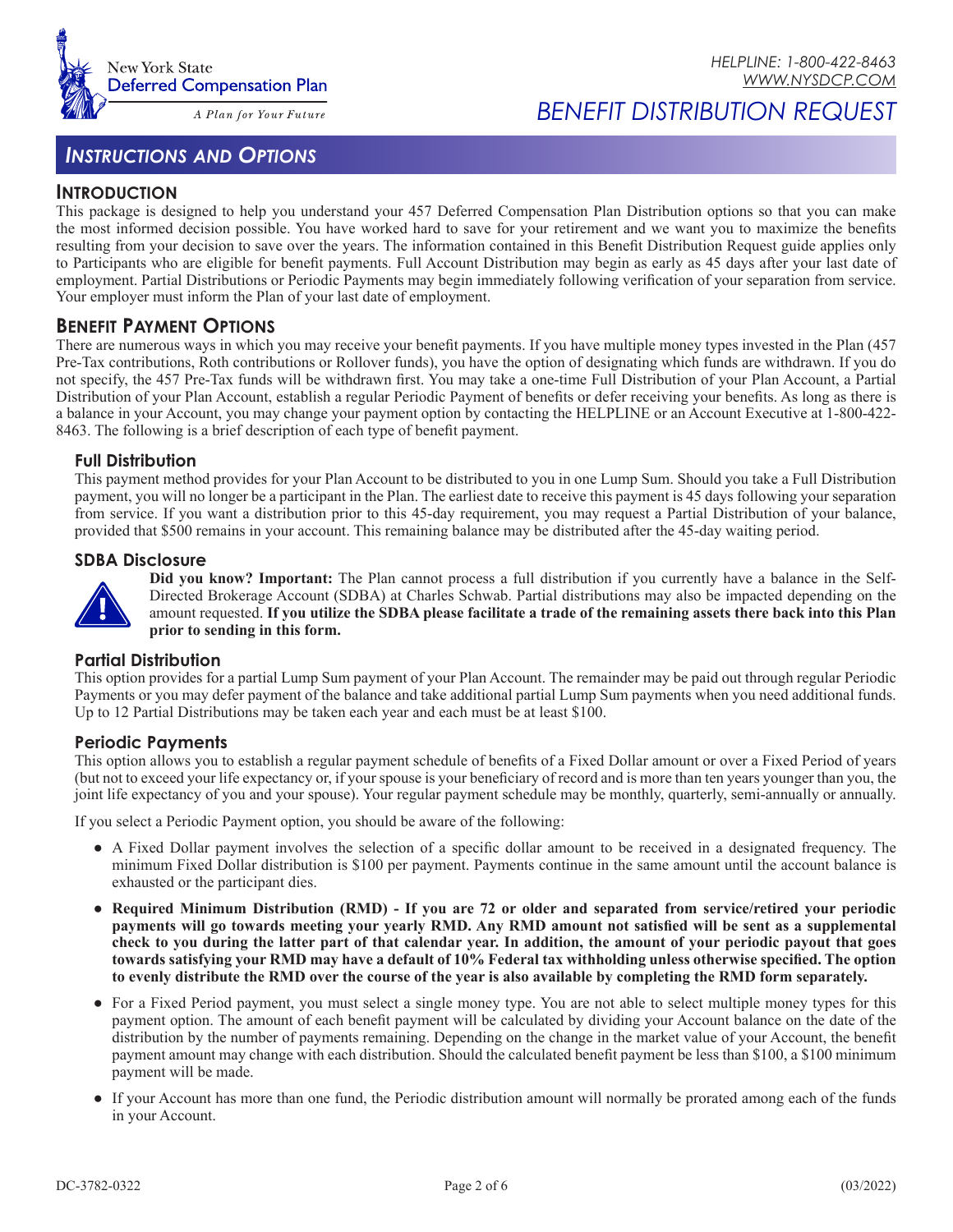# BENEFIT DISTRIBUTION REQUEST

## *INSTRUCTIONS AND OPTIONS*

### INTRODUCTION

This package is designed to help you understand your 457 Deferred Compensation Plan Distribution options so that you can make the most informed decision possible. You have worked hard to save for your retirement and we want you to maximize the benefits resulting from your decision to save over the years. The information contained in this Benefit Distribution Request guide applies only to Participants who are eligible for benefit payments. Full Account Distribution may begin as early as 45 days after your last date of employment. Partial Distributions or Periodic Payments may begin immediately following verification of your separation from service. Your employer must inform the Plan of your last date of employment.

### BENEFIT PAYMENT OPTIONS

There are numerous ways in which you may receive your benefit payments. If you have multiple money types invested in the Plan (457 Pre-Tax contributions, Roth contributions or Rollover funds), you have the option of designating which funds are withdrawn. If you do not specify, the 457 Pre-Tax funds will be withdrawn first. You may take a one-time Full Distribution of your Plan Account, a Partial Distribution of your Plan Account, establish a regular Periodic Payment of benefits or defer receiving your benefits. As long as there is a balance in your Account, you may change your payment option by contacting the HELPLINE or an Account Executive at 1-800-422-8463. The following is a brief description of each type of benefit payment.

#### Full Distribution

This payment method provides for your Plan Account to be distributed to you in one Lump Sum. Should you take a Full Distribution payment, you will no longer be a participant in the Plan. The earliest date to receive this payment is 45 days following your separation from service. If you want a distribution prior to this 45-day requirement, you may request a Partial Distribution of your balance, provided that $500 remains in your account. This remaining balance may be distributed after the 45-day waiting period.

#### SDBA Disclosure

**Did you know? Important:** The Plan cannot process a full distribution if you currently have a balance in the Self-Directed Brokerage Account (SDBA) at Charles Schwab. Partial distributions may also be impacted depending on the amount requested. **If you utilize the SDBA please facilitate a trade of the remaining assets there back into this Plan prior to sending in this form.**

#### Partial Distribution

This option provides for a partial Lump Sum payment of your Plan Account. The remainder may be paid out through regular Periodic Payments or you may defer payment of the balance and take additional partial Lump Sum payments when you need additional funds. Up to 12 Partial Distributions may be taken each year and each must be at least $100.

#### Periodic Payments

This option allows you to establish a regular payment schedule of benefits of a Fixed Dollar amount or over a Fixed Period of years (but not to exceed your life expectancy or, if your spouse is your beneficiary of record and is more than ten years younger than you, the joint life expectancy of you and your spouse). Your regular payment schedule may be monthly, quarterly, semi-annually or annually.

If you select a Periodic Payment option, you should be aware of the following:

- A Fixed Dollar payment involves the selection of a specific dollar amount to be received in a designated frequency. The minimum Fixed Dollar distribution is $100 per payment. Payments continue in the same amount until the account balance is exhausted or the participant dies.
- **Required Minimum Distribution (RMD) - If you are 72 or older and separated from service/retired your periodic payments will go towards meeting your yearly RMD. Any RMD amount not satisfied will be sent as a supplemental check to you during the latter part of that calendar year. In addition, the amount of your periodic payout that goes towards satisfying your RMD may have a default of 10% Federal tax withholding unless otherwise specified. The option to evenly distribute the RMD over the course of the year is also available by completing the RMD form separately.**
- For a Fixed Period payment, you must select a single money type. You are not able to select multiple money types for this payment option. The amount of each benefit payment will be calculated by dividing your Account balance on the date of the distribution by the number of payments remaining. Depending on the change in the market value of your Account, the benefit payment amount may change with each distribution. Should the calculated benefit payment be less than $100, a $100 minimum payment will be made.
- If your Account has more than one fund, the Periodic distribution amount will normally be prorated among each of the funds in your Account.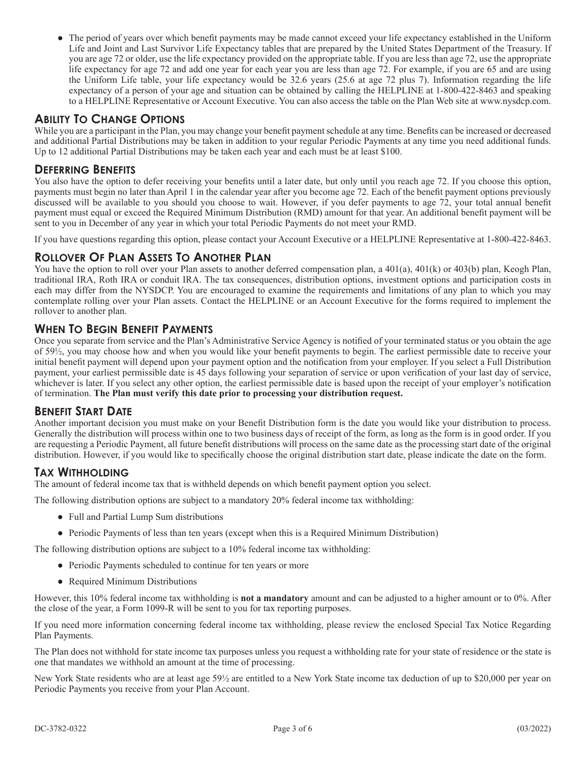- The period of years over which benefit payments may be made cannot exceed your life expectancy established in the Uniform Life and Joint and Last Survivor Life Expectancy tables that are prepared by the United States Department of the Treasury. If you are age 72 or older, use the life expectancy provided on the appropriate table. If you are less than age 72, use the appropriate life expectancy for age 72 and add one year for each year you are less than age 72. For example, if you are 65 and are using the Uniform Life table, your life expectancy would be 32.6 years (25.6 at age 72 plus 7). Information regarding the life expectancy of a person of your age and situation can be obtained by calling the HELPLINE at 1-800-422-8463 and speaking to a HELPLINE Representative or Account Executive. You can also access the table on the Plan Web site at www.nysdcp.com.

## Ability To Change Options

While you are a participant in the Plan, you may change your benefit payment schedule at any time. Benefits can be increased or decreased and additional Partial Distributions may be taken in addition to your regular Periodic Payments at any time you need additional funds. Up to 12 additional Partial Distributions may be taken each year and each must be at least $100.

## Deferring Benefits

You also have the option to defer receiving your benefits until a later date, but only until you reach age 72. If you choose this option, payments must begin no later than April 1 in the calendar year after you become age 72. Each of the benefit payment options previously discussed will be available to you should you choose to wait. However, if you defer payments to age 72, your total annual benefit payment must equal or exceed the Required Minimum Distribution (RMD) amount for that year. An additional benefit payment will be sent to you in December of any year in which your total Periodic Payments do not meet your RMD.

If you have questions regarding this option, please contact your Account Executive or a HELPLINE Representative at 1-800-422-8463.

## Rollover Of Plan Assets To Another Plan

You have the option to roll over your Plan assets to another deferred compensation plan, a 401(a), 401(k) or 403(b) plan, Keogh Plan, traditional IRA, Roth IRA or conduit IRA. The tax consequences, distribution options, investment options and participation costs in each may differ from the NYSDCP. You are encouraged to examine the requirements and limitations of any plan to which you may contemplate rolling over your Plan assets. Contact the HELPLINE or an Account Executive for the forms required to implement the rollover to another plan.

## When To Begin Benefit Payments

Once you separate from service and the Plan's Administrative Service Agency is notified of your terminated status or you obtain the age of 59½, you may choose how and when you would like your benefit payments to begin. The earliest permissible date to receive your initial benefit payment will depend upon your payment option and the notification from your employer. If you select a Full Distribution payment, your earliest permissible date is 45 days following your separation of service or upon verification of your last day of service, whichever is later. If you select any other option, the earliest permissible date is based upon the receipt of your employer's notification of termination. **The Plan must verify this date prior to processing your distribution request.**

## Benefit Start Date

Another important decision you must make on your Benefit Distribution form is the date you would like your distribution to process. Generally the distribution will process within one to two business days of receipt of the form, as long as the form is in good order. If you are requesting a Periodic Payment, all future benefit distributions will process on the same date as the processing start date of the original distribution. However, if you would like to specifically choose the original distribution start date, please indicate the date on the form.

## Tax Withholding

The amount of federal income tax that is withheld depends on which benefit payment option you select.

The following distribution options are subject to a mandatory 20% federal income tax withholding:

- Full and Partial Lump Sum distributions
- Periodic Payments of less than ten years (except when this is a Required Minimum Distribution)

The following distribution options are subject to a 10% federal income tax withholding:

- Periodic Payments scheduled to continue for ten years or more
- Required Minimum Distributions

However, this 10% federal income tax withholding is **not a mandatory** amount and can be adjusted to a higher amount or to 0%. After the close of the year, a Form 1099-R will be sent to you for tax reporting purposes.

If you need more information concerning federal income tax withholding, please review the enclosed Special Tax Notice Regarding Plan Payments.

The Plan does not withhold for state income tax purposes unless you request a withholding rate for your state of residence or the state is one that mandates we withhold an amount at the time of processing.

New York State residents who are at least age 59½ are entitled to a New York State income tax deduction of up to $20,000 per year on Periodic Payments you receive from your Plan Account.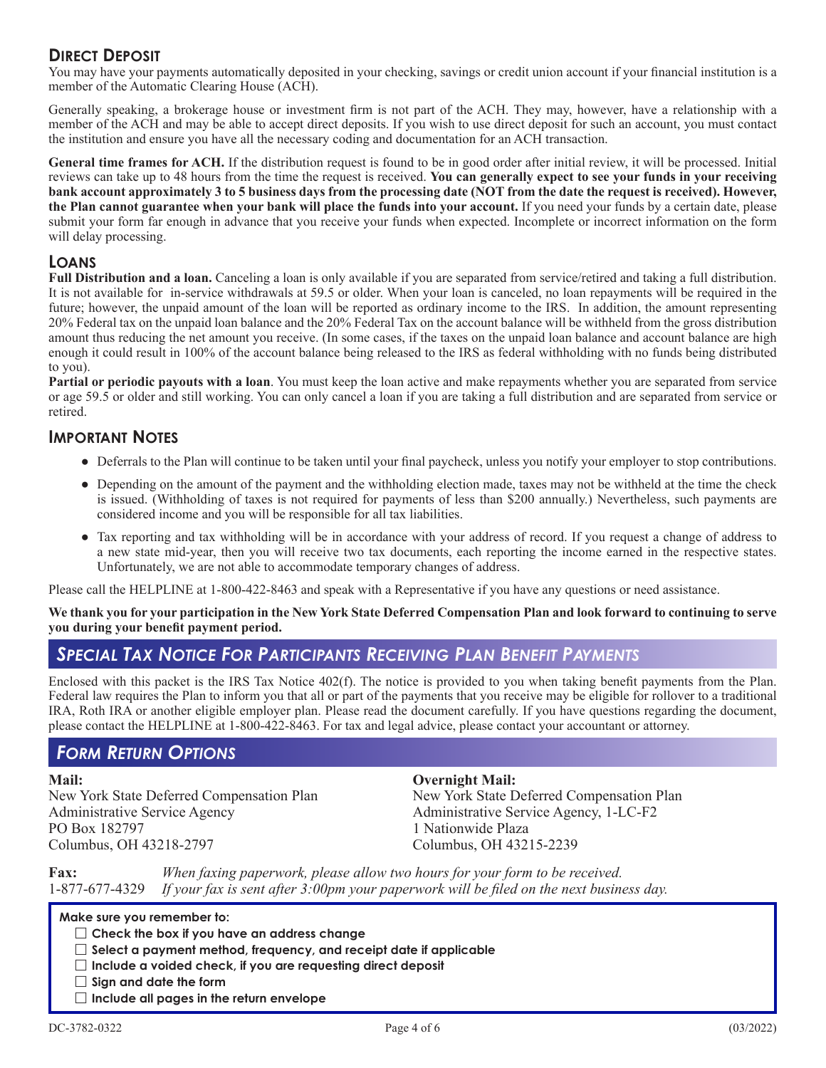## Direct Deposit

You may have your payments automatically deposited in your checking, savings or credit union account if your financial institution is a member of the Automatic Clearing House (ACH).

Generally speaking, a brokerage house or investment firm is not part of the ACH. They may, however, have a relationship with a member of the ACH and may be able to accept direct deposits. If you wish to use direct deposit for such an account, you must contact the institution and ensure you have all the necessary coding and documentation for an ACH transaction.

**General time frames for ACH.** If the distribution request is found to be in good order after initial review, it will be processed. Initial reviews can take up to 48 hours from the time the request is received. **You can generally expect to see your funds in your receiving bank account approximately 3 to 5 business days from the processing date (NOT from the date the request is received). However, the Plan cannot guarantee when your bank will place the funds into your account.** If you need your funds by a certain date, please submit your form far enough in advance that you receive your funds when expected. Incomplete or incorrect information on the form will delay processing.

## Loans

**Full Distribution and a loan.** Canceling a loan is only available if you are separated from service/retired and taking a full distribution. It is not available for in-service withdrawals at 59.5 or older. When your loan is canceled, no loan repayments will be required in the future; however, the unpaid amount of the loan will be reported as ordinary income to the IRS. In addition, the amount representing 20% Federal tax on the unpaid loan balance and the 20% Federal Tax on the account balance will be withheld from the gross distribution amount thus reducing the net amount you receive. (In some cases, if the taxes on the unpaid loan balance and account balance are high enough it could result in 100% of the account balance being released to the IRS as federal withholding with no funds being distributed to you).

**Partial or periodic payouts with a loan**. You must keep the loan active and make repayments whether you are separated from service or age 59.5 or older and still working. You can only cancel a loan if you are taking a full distribution and are separated from service or retired.

## Important Notes

- Deferrals to the Plan will continue to be taken until your final paycheck, unless you notify your employer to stop contributions.
- Depending on the amount of the payment and the withholding election made, taxes may not be withheld at the time the check is issued. (Withholding of taxes is not required for payments of less than $200 annually.) Nevertheless, such payments are considered income and you will be responsible for all tax liabilities.
- Tax reporting and tax withholding will be in accordance with your address of record. If you request a change of address to a new state mid-year, then you will receive two tax documents, each reporting the income earned in the respective states. Unfortunately, we are not able to accommodate temporary changes of address.

Please call the HELPLINE at 1-800-422-8463 and speak with a Representative if you have any questions or need assistance.

**We thank you for your participation in the New York State Deferred Compensation Plan and look forward to continuing to serve you during your benefit payment period.**

## *Special Tax Notice For Participants Receiving Plan Benefit Payments*

Enclosed with this packet is the IRS Tax Notice 402(f). The notice is provided to you when taking benefit payments from the Plan. Federal law requires the Plan to inform you that all or part of the payments that you receive may be eligible for rollover to a traditional IRA, Roth IRA or another eligible employer plan. Please read the document carefully. If you have questions regarding the document, please contact the HELPLINE at 1-800-422-8463. For tax and legal advice, please contact your accountant or attorney.

## *Form Return Options*

**Mail:**
New York State Deferred Compensation Plan
Administrative Service Agency
PO Box 182797
Columbus, OH 43218-2797

**Overnight Mail:**
New York State Deferred Compensation Plan
Administrative Service Agency, 1-LC-F2
1 Nationwide Plaza
Columbus, OH 43215-2239

**Fax:**
1-877-677-4329

*When faxing paperwork, please allow two hours for your form to be received.*
*If your fax is sent after 3:00pm your paperwork will be filed on the next business day.*

**Make sure you remember to:**

- ☐ **Check the box if you have an address change**
- ☐ **Select a payment method, frequency, and receipt date if applicable**
- ☐ **Include a voided check, if you are requesting direct deposit**
- ☐ **Sign and date the form**
- ☐ **Include all pages in the return envelope**

DC-3782-0322 (03/2022)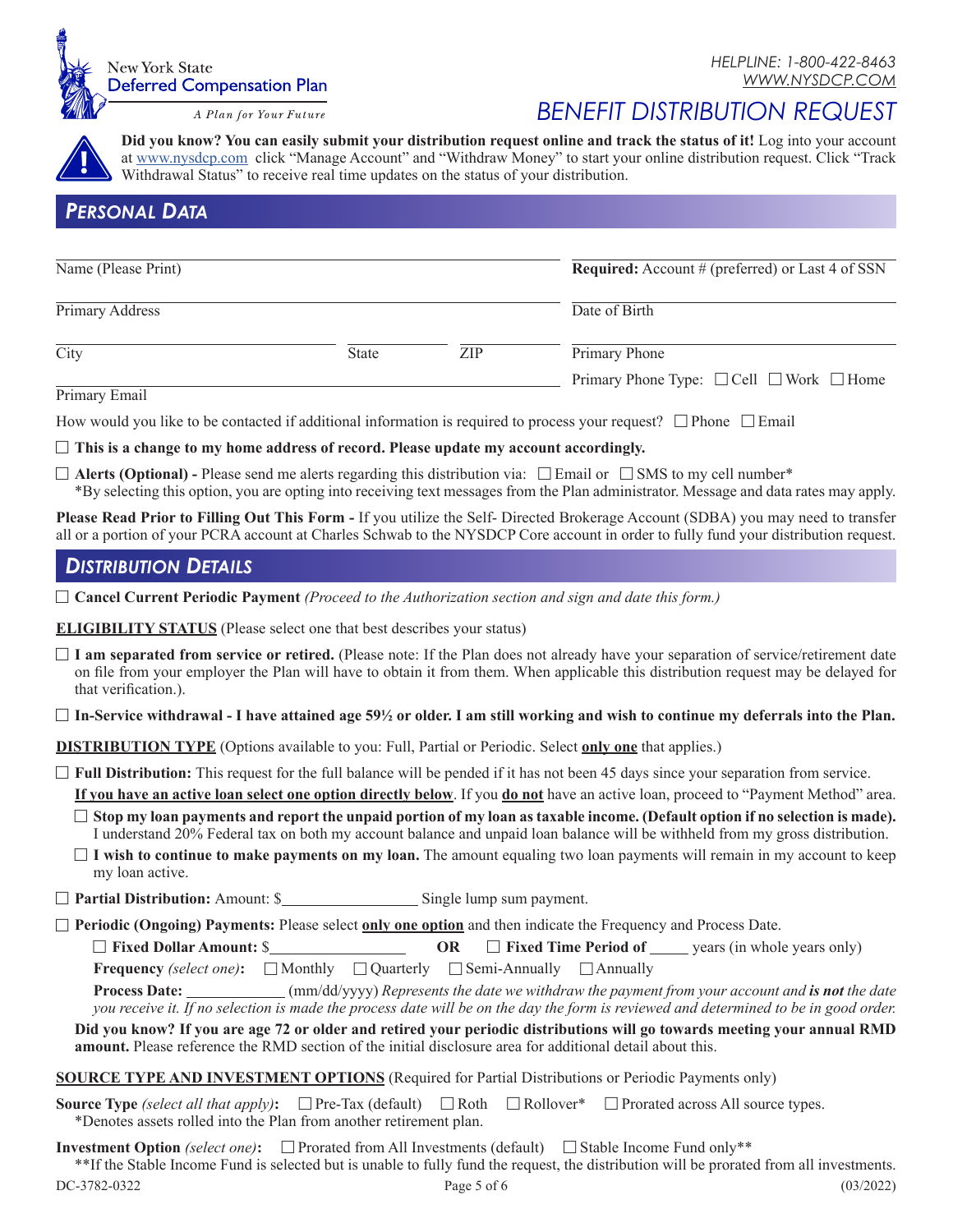New York State
Deferred Compensation Plan

*A Plan for Your Future*

*HELPLINE: 1-800-422-8463*
*WWW.NYSDCP.COM*

# BENEFIT DISTRIBUTION REQUEST

**Did you know? You can easily submit your distribution request online and track the status of it!** Log into your account at www.nysdcp.com click "Manage Account" and "Withdraw Money" to start your online distribution request. Click "Track Withdrawal Status" to receive real time updates on the status of your distribution.

## PERSONAL DATA

Name (Please Print) ______________________ **Required:** Account # (preferred) or Last 4 of SSN ______________________

Primary Address ______________________ Date of Birth ______________________

City ______________ State ________ ZIP ________ Primary Phone ______________________

Primary Email ______________________ Primary Phone Type: ☐ Cell ☐ Work ☐ Home

How would you like to be contacted if additional information is required to process your request? ☐ Phone ☐ Email

☐ **This is a change to my home address of record. Please update my account accordingly.**

☐ **Alerts (Optional) -** Please send me alerts regarding this distribution via: ☐ Email or ☐ SMS to my cell number*
*By selecting this option, you are opting into receiving text messages from the Plan administrator. Message and data rates may apply.

**Please Read Prior to Filling Out This Form -** If you utilize the Self- Directed Brokerage Account (SDBA) you may need to transfer all or a portion of your PCRA account at Charles Schwab to the NYSDCP Core account in order to fully fund your distribution request.

## DISTRIBUTION DETAILS

☐ **Cancel Current Periodic Payment** *(Proceed to the Authorization section and sign and date this form.)*

**ELIGIBILITY STATUS** (Please select one that best describes your status)

☐ **I am separated from service or retired.** (Please note: If the Plan does not already have your separation of service/retirement date on file from your employer the Plan will have to obtain it from them. When applicable this distribution request may be delayed for that verification.).

☐ **In-Service withdrawal - I have attained age 59½ or older. I am still working and wish to continue my deferrals into the Plan.**

**DISTRIBUTION TYPE** (Options available to you: Full, Partial or Periodic. Select **only one** that applies.)

☐ **Full Distribution:** This request for the full balance will be pended if it has not been 45 days since your separation from service.

**If you have an active loan select one option directly below**. If you **do not** have an active loan, proceed to "Payment Method" area.

- ☐ **Stop my loan payments and report the unpaid portion of my loan as taxable income. (Default option if no selection is made).** I understand 20% Federal tax on both my account balance and unpaid loan balance will be withheld from my gross distribution.
- ☐ **I wish to continue to make payments on my loan.** The amount equaling two loan payments will remain in my account to keep my loan active.

☐ **Partial Distribution:** Amount: $________________ Single lump sum payment.

☐ **Periodic (Ongoing) Payments:** Please select **only one option** and then indicate the Frequency and Process Date.

☐ **Fixed Dollar Amount:** $________________ **OR** ☐ **Fixed Time Period of** _____ years (in whole years only)

**Frequency** *(select one)*: ☐ Monthly ☐ Quarterly ☐ Semi-Annually ☐ Annually

**Process Date:** ____________ (mm/dd/yyyy) *Represents the date we withdraw the payment from your account and **is not** the date you receive it. If no selection is made the process date will be on the day the form is reviewed and determined to be in good order.*

**Did you know? If you are age 72 or older and retired your periodic distributions will go towards meeting your annual RMD amount.** Please reference the RMD section of the initial disclosure area for additional detail about this.

**SOURCE TYPE AND INVESTMENT OPTIONS** (Required for Partial Distributions or Periodic Payments only)

**Source Type** *(select all that apply)*: ☐ Pre-Tax (default) ☐ Roth ☐ Rollover* ☐ Prorated across All source types.
*Denotes assets rolled into the Plan from another retirement plan.

**Investment Option** *(select one)*: ☐ Prorated from All Investments (default) ☐ Stable Income Fund only**
**If the Stable Income Fund is selected but is unable to fully fund the request, the distribution will be prorated from all investments.

DC-3782-0322 (03/2022)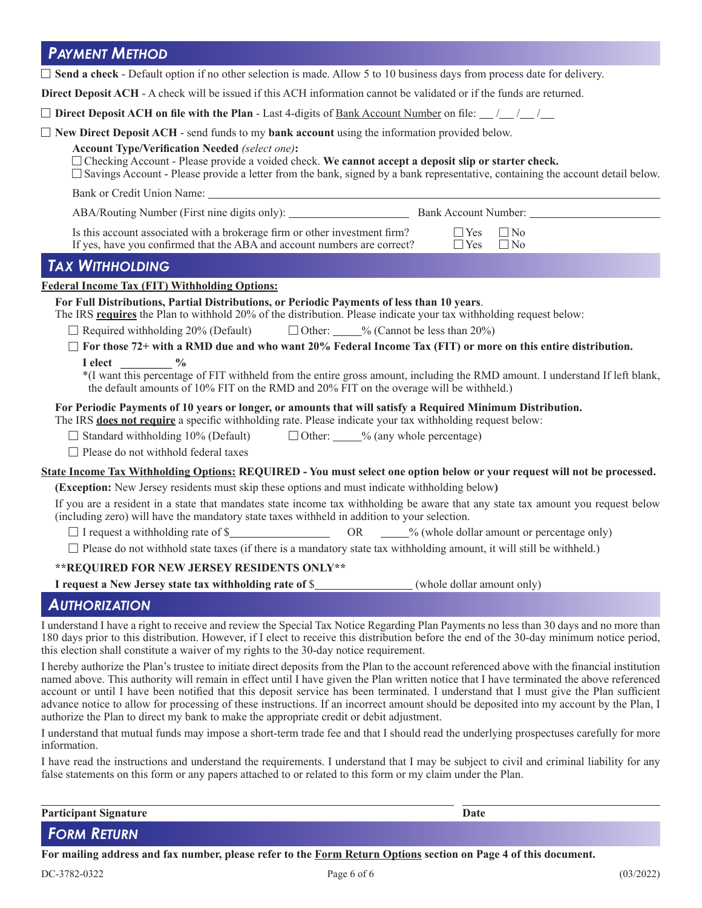## *Payment Method*

☐ **Send a check** - Default option if no other selection is made. Allow 5 to 10 business days from process date for delivery.

**Direct Deposit ACH** - A check will be issued if this ACH information cannot be validated or if the funds are returned.

☐ **Direct Deposit ACH on file with the Plan** - Last 4-digits of Bank Account Number on file: __ /__ /__ /__

☐ **New Direct Deposit ACH** - send funds to my **bank account** using the information provided below.

**Account Type/Verification Needed** *(select one)***:**

☐ Checking Account - Please provide a voided check. **We cannot accept a deposit slip or starter check.**

☐ Savings Account - Please provide a letter from the bank, signed by a bank representative, containing the account detail below.

Bank or Credit Union Name: ______________________________

ABA/Routing Number (First nine digits only): ____________________ Bank Account Number: ____________________

Is this account associated with a brokerage firm or other investment firm? ☐ Yes ☐ No

If yes, have you confirmed that the ABA and account numbers are correct? ☐ Yes ☐ No

## *Tax Withholding*

**Federal Income Tax (FIT) Withholding Options:**

**For Full Distributions, Partial Distributions, or Periodic Payments of less than 10 years**.

The IRS **requires** the Plan to withhold 20% of the distribution. Please indicate your tax withholding request below:

☐ Required withholding 20% (Default) ☐ Other: _____% (Cannot be less than 20%)

☐ **For those 72+ with a RMD due and who want 20% Federal Income Tax (FIT) or more on this entire distribution.**

**I elect _________ %**

*(I want this percentage of FIT withheld from the entire gross amount, including the RMD amount. I understand If left blank, the default amounts of 10% FIT on the RMD and 20% FIT on the overage will be withheld.)

**For Periodic Payments of 10 years or longer, or amounts that will satisfy a Required Minimum Distribution.**

The IRS **does not require** a specific withholding rate. Please indicate your tax withholding request below:

☐ Standard withholding 10% (Default) ☐ Other: _____% (any whole percentage)

☐ Please do not withhold federal taxes

**State Income Tax Withholding Options: REQUIRED - You must select one option below or your request will not be processed.**

**(Exception:** New Jersey residents must skip these options and must indicate withholding below**)**

If you are a resident in a state that mandates state income tax withholding be aware that any state tax amount you request below (including zero) will have the mandatory state taxes withheld in addition to your selection.

☐ I request a withholding rate of $_________________ OR _____% (whole dollar amount or percentage only)

☐ Please do not withhold state taxes (if there is a mandatory state tax withholding amount, it will still be withheld.)

**\*\*REQUIRED FOR NEW JERSEY RESIDENTS ONLY\*\***

**I request a New Jersey state tax withholding rate of** $________________ (whole dollar amount only)

## *Authorization*

I understand I have a right to receive and review the Special Tax Notice Regarding Plan Payments no less than 30 days and no more than 180 days prior to this distribution. However, if I elect to receive this distribution before the end of the 30-day minimum notice period, this election shall constitute a waiver of my rights to the 30-day notice requirement.

I hereby authorize the Plan's trustee to initiate direct deposits from the Plan to the account referenced above with the financial institution named above. This authority will remain in effect until I have given the Plan written notice that I have terminated the above referenced account or until I have been notified that this deposit service has been terminated. I understand that I must give the Plan sufficient advance notice to allow for processing of these instructions. If an incorrect amount should be deposited into my account by the Plan, I authorize the Plan to direct my bank to make the appropriate credit or debit adjustment.

I understand that mutual funds may impose a short-term trade fee and that I should read the underlying prospectuses carefully for more information.

I have read the instructions and understand the requirements. I understand that I may be subject to civil and criminal liability for any false statements on this form or any papers attached to or related to this form or my claim under the Plan.

______________________________ ______________________________

**Participant Signature** **Date**

## *Form Return*

**For mailing address and fax number, please refer to the Form Return Options section on Page 4 of this document.**

DC-3782-0322 (03/2022)